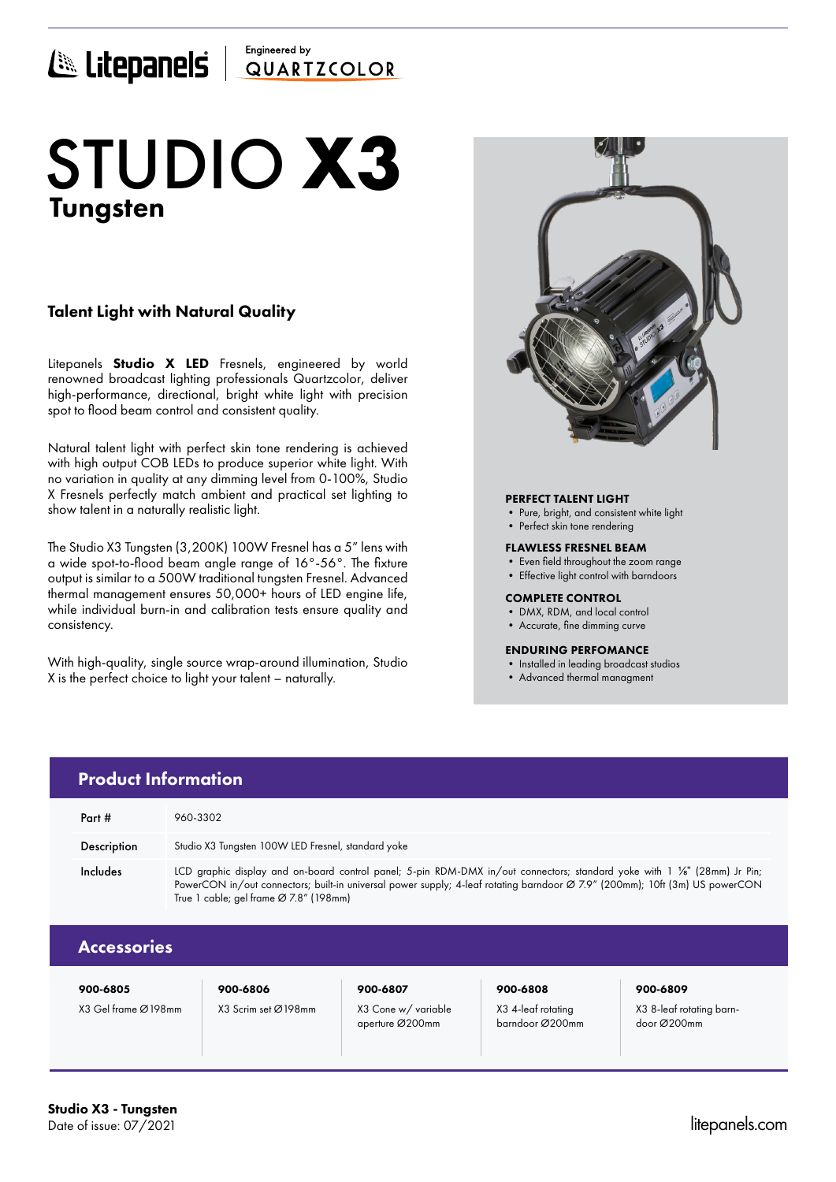Litepanels | Engineered by QUARTZCOLOR

# STUDIO **X3**

## Tungsten

### Talent Light with Natural Quality

Litepanels **Studio X LED** Fresnels, engineered by world renowned broadcast lighting professionals Quartzcolor, deliver high-performance, directional, bright white light with precision spot to flood beam control and consistent quality.

Natural talent light with perfect skin tone rendering is achieved with high output COB LEDs to produce superior white light. With no variation in quality at any dimming level from 0-100%, Studio X Fresnels perfectly match ambient and practical set lighting to show talent in a naturally realistic light.

The Studio X3 Tungsten (3,200K) 100W Fresnel has a 5" lens with a wide spot-to-flood beam angle range of 16°-56°. The fixture output is similar to a 500W traditional tungsten Fresnel. Advanced thermal management ensures 50,000+ hours of LED engine life, while individual burn-in and calibration tests ensure quality and consistency.

With high-quality, single source wrap-around illumination, Studio X is the perfect choice to light your talent – naturally.

**PERFECT TALENT LIGHT**
- Pure, bright, and consistent white light
- Perfect skin tone rendering

**FLAWLESS FRESNEL BEAM**
- Even field throughout the zoom range
- Effective light control with barndoors

**COMPLETE CONTROL**
- DMX, RDM, and local control
- Accurate, fine dimming curve

**ENDURING PERFOMANCE**
- Installed in leading broadcast studios
- Advanced thermal managment

## Product Information

| | |
|---|---|
| Part # | 960-3302 |
| Description | Studio X3 Tungsten 100W LED Fresnel, standard yoke |
| Includes | LCD graphic display and on-board control panel; 5-pin RDM-DMX in/out connectors; standard yoke with 1 ⅛" (28mm) Jr Pin; PowerCON in/out connectors; built-in universal power supply; 4-leaf rotating barndoor Ø 7.9" (200mm); 10ft (3m) US powerCON True 1 cable; gel frame Ø 7.8" (198mm) |

## Accessories

| 900-6805 | 900-6806 | 900-6807 | 900-6808 | 900-6809 |
|---|---|---|---|---|
| X3 Gel frame Ø198mm | X3 Scrim set Ø198mm | X3 Cone w/ variable aperture Ø200mm | X3 4-leaf rotating barndoor Ø200mm | X3 8-leaf rotating barn-door Ø200mm |

**Studio X3 - Tungsten**
Date of issue: 07/2021

litepanels.com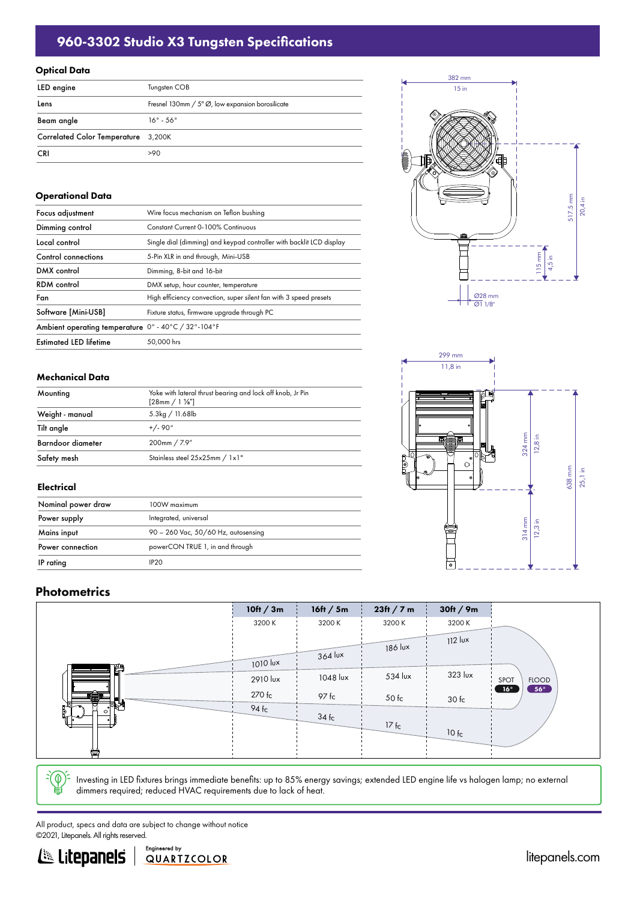# 960-3302 Studio X3 Tungsten Specifications

### Optical Data

| | |
|---|---|
| LED engine | Tungsten COB |
| Lens | Fresnel 130mm / 5" Ø, low expansion borosilicate |
| Beam angle | 16° - 56° |
| Correlated Color Temperature | 3,200K |
| CRI | >90 |

### Operational Data

| | |
|---|---|
| Focus adjustment | Wire focus mechanism on Teflon bushing |
| Dimming control | Constant Current 0-100% Continuous |
| Local control | Single dial (dimming) and keypad controller with backlit LCD display |
| Control connections | 5-Pin XLR in and through, Mini-USB |
| DMX control | Dimming, 8-bit and 16-bit |
| RDM control | DMX setup, hour counter, temperature |
| Fan | High efficiency convection, super silent fan with 3 speed presets |
| Software [Mini-USB] | Fixture status, firmware upgrade through PC |
| Ambient operating temperature | 0° - 40°C / 32°-104°F |
| Estimated LED lifetime | 50,000 hrs |

### Mechanical Data

| | |
|---|---|
| Mounting | Yoke with lateral thrust bearing and lock off knob, Jr Pin [28mm / 1 ⅛"] |
| Weight - manual | 5.3kg / 11.68lb |
| Tilt angle | +/- 90° |
| Barndoor diameter | 200mm / 7.9" |
| Safety mesh | Stainless steel 25x25mm / 1x1" |

### Electrical

| | |
|---|---|
| Nominal power draw | 100W maximum |
| Power supply | Integrated, universal |
| Mains input | 90 – 260 Vac, 50/60 Hz, autosensing |
| Power connection | powerCON TRUE 1, in and through |
| IP rating | IP20 |

382 mm
15 in
517,5 mm
20,4 in
115 mm
4,5 in
Ø28 mm
Ø1 1/8"

299 mm
11,8 in
324 mm
12,8 in
638 mm
25,1 in
314 mm
12,3 in

## Photometrics

10ft / 3m
3200 K
1010 lux
2910 lux
270 fc
94 fc

16ft / 5m
3200 K
364 lux
1048 lux
97 fc
34 fc

23ft / 7 m
3200 K
186 lux
534 lux
50 fc
17 fc

30ft / 9m
3200 K
112 lux
323 lux
30 fc
10 fc

SPOT 16°
FLOOD 56°

Investing in LED fixtures brings immediate benefits: up to 85% energy savings; extended LED engine life vs halogen lamp; no external dimmers required; reduced HVAC requirements due to lack of heat.

All product, specs and data are subject to change without notice
©2021, Litepanels. All rights reserved.

Litepanels | Engineered by QUARTZCOLOR

litepanels.com